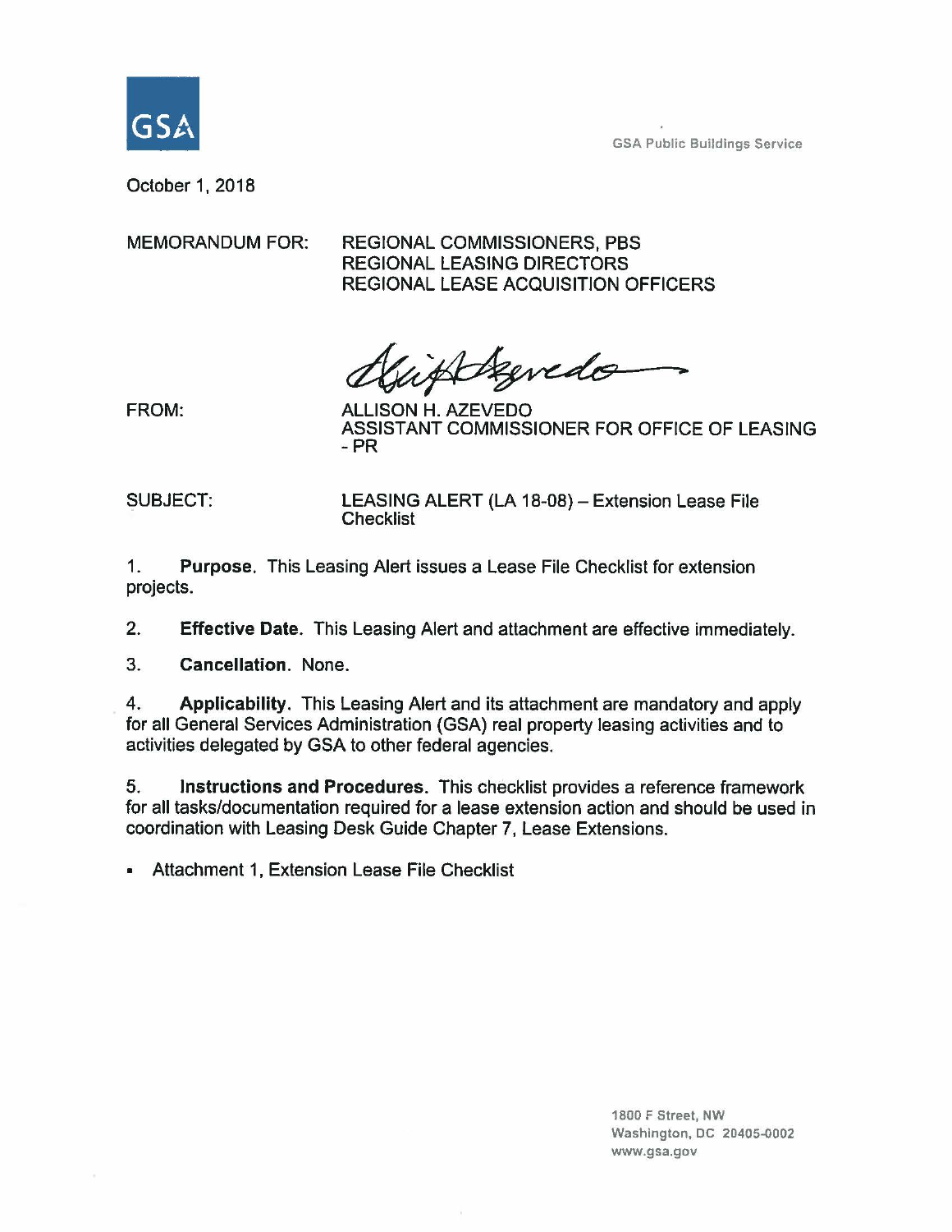GSA Public Buildings Service

October 1, 2018

MEMORANDUM FOR: REGIONAL COMMISSIONERS, PBS
REGIONAL LEASING DIRECTORS
REGIONAL LEASE ACQUISITION OFFICERS

FROM: ALLISON H. AZEVEDO
ASSISTANT COMMISSIONER FOR OFFICE OF LEASING - PR

SUBJECT: LEASING ALERT (LA 18-08) – Extension Lease File Checklist

1. **Purpose**. This Leasing Alert issues a Lease File Checklist for extension projects.

2. **Effective Date**. This Leasing Alert and attachment are effective immediately.

3. **Cancellation**. None.

4. **Applicability**. This Leasing Alert and its attachment are mandatory and apply for all General Services Administration (GSA) real property leasing activities and to activities delegated by GSA to other federal agencies.

5. **Instructions and Procedures**. This checklist provides a reference framework for all tasks/documentation required for a lease extension action and should be used in coordination with Leasing Desk Guide Chapter 7, Lease Extensions.

- Attachment 1, Extension Lease File Checklist

1800 F Street, NW
Washington, DC 20405-0002
www.gsa.gov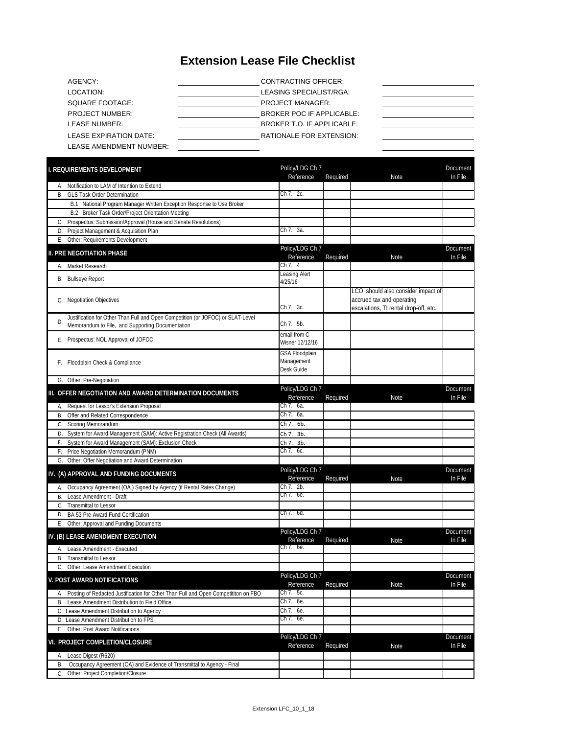# Extension Lease File Checklist

| | | | |
|---|---|---|---|
| AGENCY: | | CONTRACTING OFFICER: | |
| LOCATION: | | LEASING SPECIALIST/RGA: | |
| SQUARE FOOTAGE: | | PROJECT MANAGER: | |
| PROJECT NUMBER: | | BROKER POC IF APPLICABLE: | |
| LEASE NUMBER: | | BROKER T.O. IF APPLICABLE: | |
| LEASE EXPIRATION DATE: | | RATIONALE FOR EXTENSION: | |
| LEASE AMENDMENT NUMBER: | | | |

| I. REQUIREMENTS DEVELOPMENT | Policy/LDG Ch 7 Reference | Required | Note | Document In File |
|---|---|---|---|---|
| A. Notification to LAM of Intention to Extend | | | | |
| B. GLS Task Order Determination | Ch 7. 2c. | | | |
| B.1 National Program Manager Written Exception Response to Use Broker | | | | |
| B.2 Broker Task Order/Project Orientation Meeting | | | | |
| C. Prospectus: Submission/Approval (House and Senate Resolutions) | | | | |
| D. Project Management & Acquisition Plan | Ch 7. 3a. | | | |
| E. Other: Requirements Development | | | | |

| II. PRE NEGOTIATION PHASE | Policy/LDG Ch 7 Reference | Required | Note | Document In File |
|---|---|---|---|---|
| A. Market Research | Ch 7. 4 | | | |
| B. Bullseye Report | Leasing Alert 4/25/16 | | | |
| C. Negotiation Objectives | Ch 7. 3c. | | LCO should also consider impact of accrued tax and operating escalations, TI rental drop-off, etc. | |
| D. Justification for Other Than Full and Open Competition (or JOFOC) or SLAT-Level Memorandum to File, and Supporting Documentation | Ch 7. 5b. | | | |
| E. Prospectus: NOL Approval of JOFOC | email from C Wisner 12/12/16 | | | |
| F. Floodplain Check & Compliance | GSA Floodplain Management Desk Guide | | | |
| G. Other: Pre-Negotiation | | | | |

| III. OFFER NEGOTIATION AND AWARD DETERMINATION DOCUMENTS | Policy/LDG Ch 7 Reference | Required | Note | Document In File |
|---|---|---|---|---|
| A. Request for Lessor's Extension Proposal | Ch 7. 6a. | | | |
| B. Offer and Related Correspondence | Ch 7. 6a. | | | |
| C. Scoring Memorandum | Ch 7. 6b. | | | |
| D. System for Award Management (SAM): Active Registration Check (All Awards) | Ch 7. 3b. | | | |
| E. System for Award Management (SAM): Exclusion Check | Ch 7. 3b. | | | |
| F. Price Negotiation Memorandum (PNM) | Ch 7. 6c. | | | |
| G. Other: Offer Negotiation and Award Determination | | | | |

| IV. (A) APPROVAL AND FUNDING DOCUMENTS | Policy/LDG Ch 7 Reference | Required | Note | Document In File |
|---|---|---|---|---|
| A. Occupancy Agreement (OA ) Signed by Agency (if Rental Rates Change) | Ch 7. 2b. | | | |
| B. Lease Amendment - Draft | Ch 7. 6e. | | | |
| C. Transmittal to Lessor | | | | |
| D. BA 53 Pre-Award Fund Certification | Ch 7. 6d. | | | |
| E. Other: Approval and Funding Documents | | | | |

| IV. (B) LEASE AMENDMENT EXECUTION | Policy/LDG Ch 7 Reference | Required | Note | Document In File |
|---|---|---|---|---|
| A. Lease Amendment - Executed | Ch 7. 6e. | | | |
| B. Transmittal to Lessor | | | | |
| C. Other: Lease Amendment Execution | | | | |

| V. POST AWARD NOTIFICATIONS | Policy/LDG Ch 7 Reference | Required | Note | Document In File |
|---|---|---|---|---|
| A. Posting of Redacted Justification for Other Than Full and Open Competititon on FBO | Ch 7. 5c. | | | |
| B. Lease Amendment Distribution to Field Office | Ch 7. 6e. | | | |
| C. Lease Amendment Distribution to Agency | Ch 7. 6e. | | | |
| D. Lease Amendment Distribution to FPS | Ch 7. 6e. | | | |
| E Other: Post Award Notifications | | | | |

| VI. PROJECT COMPLETION/CLOSURE | Policy/LDG Ch 7 Reference | Required | Note | Document In File |
|---|---|---|---|---|
| A. Lease Digest (R620) | | | | |
| B. Occupancy Agreement (OA) and Evidence of Transmittal to Agency - Final | | | | |
| C. Other: Project Completion/Closure | | | | |

Extension LFC_10_1_18